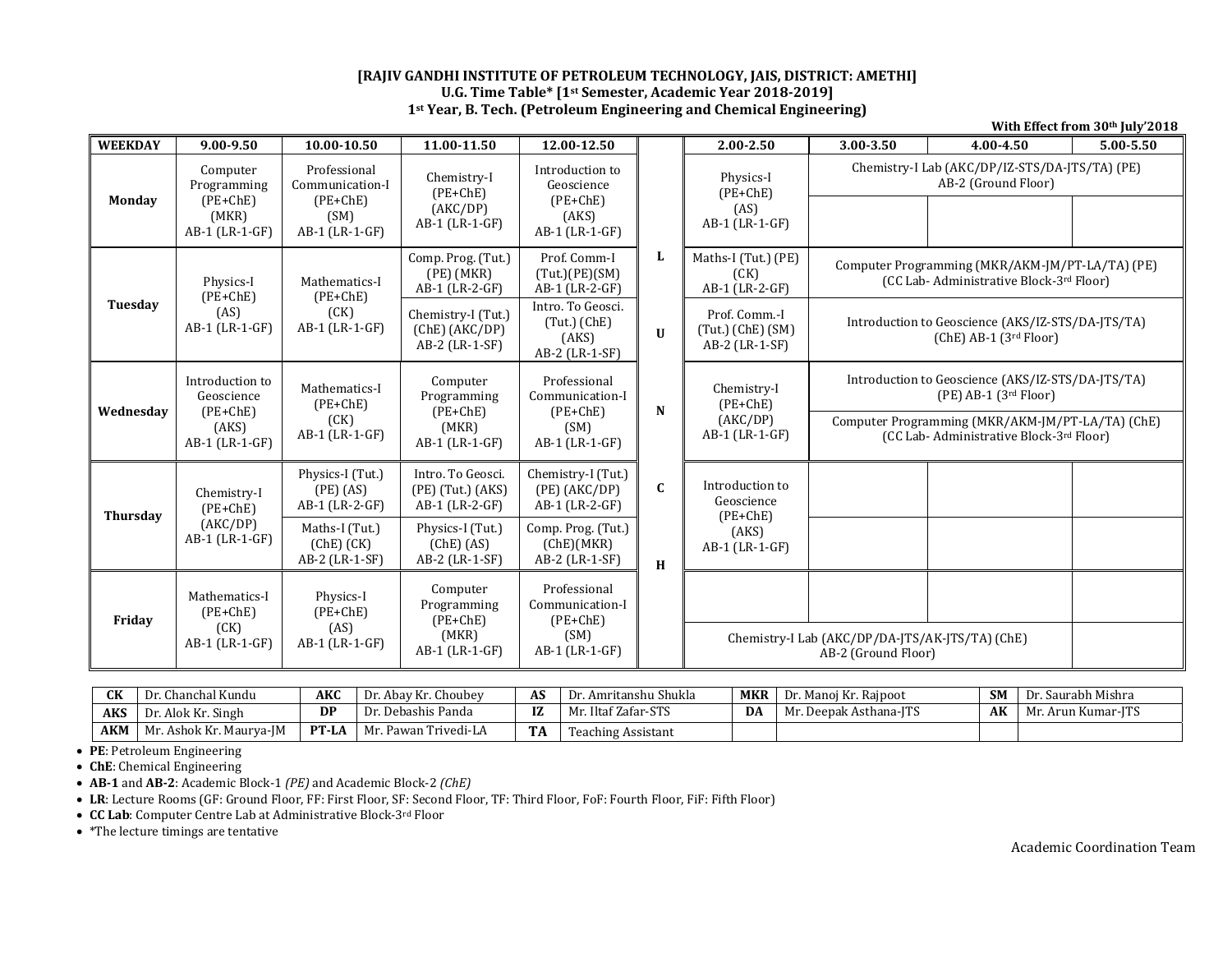**[RAJIV GANDHI INSTITUTE OF PETROLEUM TECHNOLOGY, JAIS, DISTRICT: AMETHI]**
**U.G. Time Table* [1st Semester, Academic Year 2018-2019]**
**1st Year, B. Tech. (Petroleum Engineering and Chemical Engineering)**

**With Effect from 30th July'2018**

| WEEKDAY | 9.00-9.50 | 10.00-10.50 | 11.00-11.50 | 12.00-12.50 | | 2.00-2.50 | 3.00-3.50 | 4.00-4.50 | 5.00-5.50 |
|---|---|---|---|---|---|---|---|---|---|
| Monday | Computer Programming (PE+ChE) (MKR) AB-1 (LR-1-GF) | Professional Communication-I (PE+ChE) (SM) AB-1 (LR-1-GF) | Chemistry-I (PE+ChE) (AKC/DP) AB-1 (LR-1-GF) | Introduction to Geoscience (PE+ChE) (AKS) AB-1 (LR-1-GF) | | Physics-I (PE+ChE) (AS) AB-1 (LR-1-GF) | Chemistry-I Lab (AKC/DP/IZ-STS/DA-JTS/TA) (PE) AB-2 (Ground Floor) | | |
| | | | | | | | | | |
| Tuesday | Physics-I (PE+ChE) (AS) AB-1 (LR-1-GF) | Mathematics-I (PE+ChE) (CK) AB-1 (LR-1-GF) | Comp. Prog. (Tut.) (PE) (MKR) AB-1 (LR-2-GF) | Prof. Comm-I (Tut.)(PE)(SM) AB-1 (LR-2-GF) | L | Maths-I (Tut.) (PE) (CK) AB-1 (LR-2-GF) | Computer Programming (MKR/AKM-JM/PT-LA/TA) (PE) (CC Lab- Administrative Block-3rd Floor) | | |
| | | | Chemistry-I (Tut.) (ChE) (AKC/DP) AB-2 (LR-1-SF) | Intro. To Geosci. (Tut.) (ChE) (AKS) AB-2 (LR-1-SF) | U | Prof. Comm.-I (Tut.) (ChE) (SM) AB-2 (LR-1-SF) | Introduction to Geoscience (AKS/IZ-STS/DA-JTS/TA) (ChE) AB-1 (3rd Floor) | | |
| Wednesday | Introduction to Geoscience (PE+ChE) (AKS) AB-1 (LR-1-GF) | Mathematics-I (PE+ChE) (CK) AB-1 (LR-1-GF) | Computer Programming (PE+ChE) (MKR) AB-1 (LR-1-GF) | Professional Communication-I (PE+ChE) (SM) AB-1 (LR-1-GF) | N | Chemistry-I (PE+ChE) (AKC/DP) AB-1 (LR-1-GF) | Introduction to Geoscience (AKS/IZ-STS/DA-JTS/TA) (PE) AB-1 (3rd Floor) | | |
| | | | | | | | Computer Programming (MKR/AKM-JM/PT-LA/TA) (ChE) (CC Lab- Administrative Block-3rd Floor) | | |
| Thursday | Chemistry-I (PE+ChE) (AKC/DP) AB-1 (LR-1-GF) | Physics-I (Tut.) (PE) (AS) AB-1 (LR-2-GF) | Intro. To Geosci. (PE) (Tut.) (AKS) AB-1 (LR-2-GF) | Chemistry-I (Tut.) (PE) (AKC/DP) AB-1 (LR-2-GF) | C | Introduction to Geoscience (PE+ChE) (AKS) AB-1 (LR-1-GF) | | | |
| | | Maths-I (Tut.) (ChE) (CK) AB-2 (LR-1-SF) | Physics-I (Tut.) (ChE) (AS) AB-2 (LR-1-SF) | Comp. Prog. (Tut.) (ChE)(MKR) AB-2 (LR-1-SF) | H | | | | |
| Friday | Mathematics-I (PE+ChE) (CK) AB-1 (LR-1-GF) | Physics-I (PE+ChE) (AS) AB-1 (LR-1-GF) | Computer Programming (PE+ChE) (MKR) AB-1 (LR-1-GF) | Professional Communication-I (PE+ChE) (SM) AB-1 (LR-1-GF) | | | | | |
| | | | | | | Chemistry-I Lab (AKC/DP/DA-JTS/AK-JTS/TA) (ChE) AB-2 (Ground Floor) | | | |

| CK | Dr. Chanchal Kundu | AKC | Dr. Abay Kr. Choubey | AS | Dr. Amritanshu Shukla | MKR | Dr. Manoj Kr. Rajpoot | SM | Dr. Saurabh Mishra |
|---|---|---|---|---|---|---|---|---|---|
| AKS | Dr. Alok Kr. Singh | DP | Dr. Debashis Panda | IZ | Mr. Iltaf Zafar-STS | DA | Mr. Deepak Asthana-JTS | AK | Mr. Arun Kumar-JTS |
| AKM | Mr. Ashok Kr. Maurya-JM | PT-LA | Mr. Pawan Trivedi-LA | TA | Teaching Assistant | | | | |

- **PE**: Petroleum Engineering
- **ChE**: Chemical Engineering
- **AB-1** and **AB-2**: Academic Block-1 *(PE)* and Academic Block-2 *(ChE)*
- **LR**: Lecture Rooms (GF: Ground Floor, FF: First Floor, SF: Second Floor, TF: Third Floor, FoF: Fourth Floor, FiF: Fifth Floor)
- **CC Lab**: Computer Centre Lab at Administrative Block-3rd Floor
- *The lecture timings are tentative

Academic Coordination Team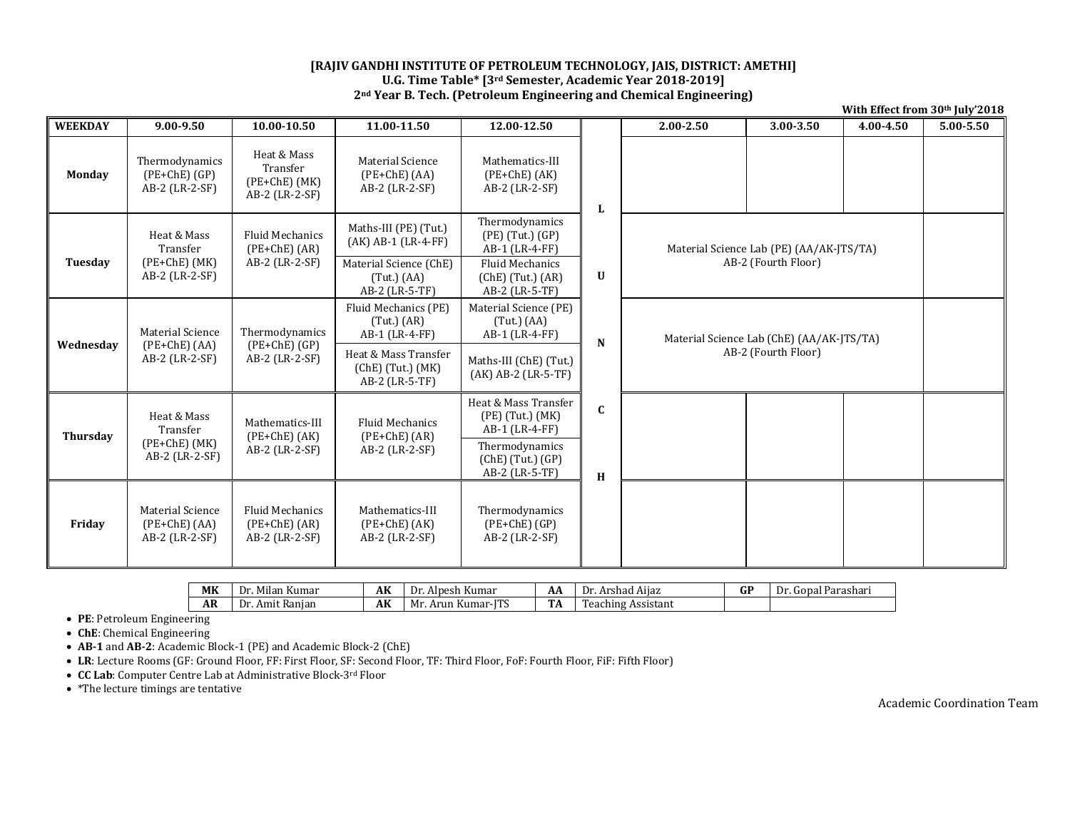**[RAJIV GANDHI INSTITUTE OF PETROLEUM TECHNOLOGY, JAIS, DISTRICT: AMETHI]**
**U.G. Time Table* [3rd Semester, Academic Year 2018-2019]**
**2nd Year B. Tech. (Petroleum Engineering and Chemical Engineering)**

**With Effect from 30th July'2018**

| WEEKDAY | 9.00-9.50 | 10.00-10.50 | 11.00-11.50 | 12.00-12.50 | | 2.00-2.50 | 3.00-3.50 | 4.00-4.50 | 5.00-5.50 |
|---|---|---|---|---|---|---|---|---|---|
| **Monday** | Thermodynamics (PE+ChE) (GP) AB-2 (LR-2-SF) | Heat & Mass Transfer (PE+ChE) (MK) AB-2 (LR-2-SF) | Material Science (PE+ChE) (AA) AB-2 (LR-2-SF) | Mathematics-III (PE+ChE) (AK) AB-2 (LR-2-SF) | L | | | | |
| **Tuesday** | Heat & Mass Transfer (PE+ChE) (MK) AB-2 (LR-2-SF) | Fluid Mechanics (PE+ChE) (AR) AB-2 (LR-2-SF) | Maths-III (PE) (Tut.) (AK) AB-1 (LR-4-FF) / Material Science (ChE) (Tut.) (AA) AB-2 (LR-5-TF) | Thermodynamics (PE) (Tut.) (GP) AB-1 (LR-4-FF) / Fluid Mechanics (ChE) (Tut.) (AR) AB-2 (LR-5-TF) | U | Material Science Lab (PE) (AA/AK-JTS/TA) AB-2 (Fourth Floor) | | | |
| **Wednesday** | Material Science (PE+ChE) (AA) AB-2 (LR-2-SF) | Thermodynamics (PE+ChE) (GP) AB-2 (LR-2-SF) | Fluid Mechanics (PE) (Tut.) (AR) AB-1 (LR-4-FF) / Heat & Mass Transfer (ChE) (Tut.) (MK) AB-2 (LR-5-TF) | Material Science (PE) (Tut.) (AA) AB-1 (LR-4-FF) / Maths-III (ChE) (Tut.) (AK) AB-2 (LR-5-TF) | N | Material Science Lab (ChE) (AA/AK-JTS/TA) AB-2 (Fourth Floor) | | | |
| **Thursday** | Heat & Mass Transfer (PE+ChE) (MK) AB-2 (LR-2-SF) | Mathematics-III (PE+ChE) (AK) AB-2 (LR-2-SF) | Fluid Mechanics (PE+ChE) (AR) AB-2 (LR-2-SF) | Heat & Mass Transfer (PE) (Tut.) (MK) AB-1 (LR-4-FF) / Thermodynamics (ChE) (Tut.) (GP) AB-2 (LR-5-TF) | C | | | | |
| **Friday** | Material Science (PE+ChE) (AA) AB-2 (LR-2-SF) | Fluid Mechanics (PE+ChE) (AR) AB-2 (LR-2-SF) | Mathematics-III (PE+ChE) (AK) AB-2 (LR-2-SF) | Thermodynamics (PE+ChE) (GP) AB-2 (LR-2-SF) | H | | | | |

| MK | Dr. Milan Kumar | AK | Dr. Alpesh Kumar | AA | Dr. Arshad Aijaz | GP | Dr. Gopal Parashari |
|---|---|---|---|---|---|---|---|
| AR | Dr. Amit Ranjan | AK | Mr. Arun Kumar-JTS | TA | Teaching Assistant | | |

- **PE**: Petroleum Engineering
- **ChE**: Chemical Engineering
- **AB-1** and **AB-2**: Academic Block-1 (PE) and Academic Block-2 (ChE)
- **LR**: Lecture Rooms (GF: Ground Floor, FF: First Floor, SF: Second Floor, TF: Third Floor, FoF: Fourth Floor, FiF: Fifth Floor)
- **CC Lab**: Computer Centre Lab at Administrative Block-3rd Floor
- *The lecture timings are tentative

Academic Coordination Team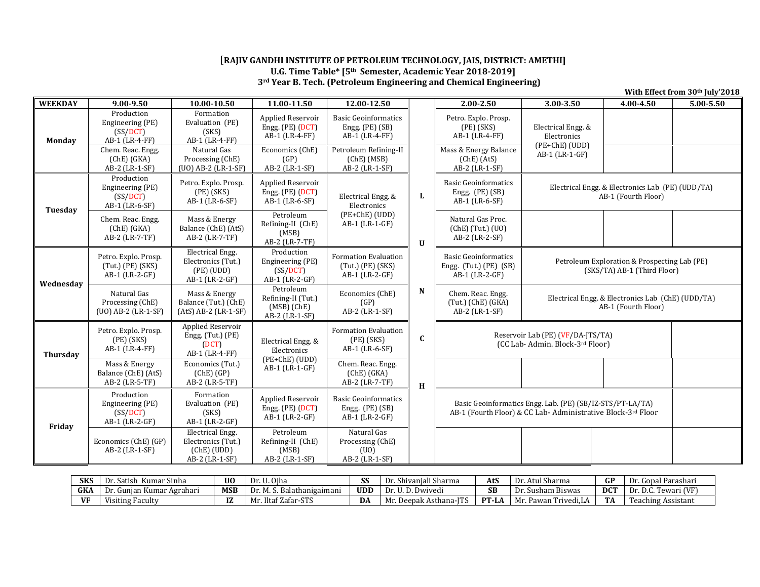# [RAJIV GANDHI INSTITUTE OF PETROLEUM TECHNOLOGY, JAIS, DISTRICT: AMETHI]

## U.G. Time Table* [5th Semester, Academic Year 2018-2019]

### 3rd Year B. Tech. (Petroleum Engineering and Chemical Engineering)

**With Effect from 30th July'2018**

| WEEKDAY | 9.00-9.50 | 10.00-10.50 | 11.00-11.50 | 12.00-12.50 | | 2.00-2.50 | 3.00-3.50 | 4.00-4.50 | 5.00-5.50 |
|---|---|---|---|---|---|---|---|---|---|
| Monday | Production Engineering (PE) (SS/DCT) AB-1 (LR-4-FF) | Formation Evaluation (PE) (SKS) AB-1 (LR-4-FF) | Applied Reservoir Engg. (PE) (DCT) AB-1 (LR-4-FF) | Basic Geoinformatics Engg. (PE) (SB) AB-1 (LR-4-FF) | L | Petro. Explo. Prosp. (PE) (SKS) AB-1 (LR-4-FF) | Electrical Engg. & Electronics (PE+ChE) (UDD) AB-1 (LR-1-GF) | | |
| | Chem. Reac. Engg. (ChE) (GKA) AB-2 (LR-1-SF) | Natural Gas Processing (ChE) (UO) AB-2 (LR-1-SF) | Economics (ChE) (GP) AB-2 (LR-1-SF) | Petroleum Refining-II (ChE) (MSB) AB-2 (LR-1-SF) | | Mass & Energy Balance (ChE) (AtS) AB-2 (LR-1-SF) | | | |
| Tuesday | Production Engineering (PE) (SS/DCT) AB-1 (LR-6-SF) | Petro. Explo. Prosp. (PE) (SKS) AB-1 (LR-6-SF) | Applied Reservoir Engg. (PE) (DCT) AB-1 (LR-6-SF) | Electrical Engg. & Electronics (PE+ChE) (UDD) AB-1 (LR-1-GF) | U | Basic Geoinformatics Engg. (PE) (SB) AB-1 (LR-6-SF) | Electrical Engg. & Electronics Lab (PE) (UDD/TA) AB-1 (Fourth Floor) | | |
| | Chem. Reac. Engg. (ChE) (GKA) AB-2 (LR-7-TF) | Mass & Energy Balance (ChE) (AtS) AB-2 (LR-7-TF) | Petroleum Refining-II (ChE) (MSB) AB-2 (LR-7-TF) | | | Natural Gas Proc. (ChE) (Tut.) (UO) AB-2 (LR-2-SF) | | | |
| Wednesday | Petro. Explo. Prosp. (Tut.) (PE) (SKS) AB-1 (LR-2-GF) | Electrical Engg. Electronics (Tut.) (PE) (UDD) AB-1 (LR-2-GF) | Production Engineering (PE) (SS/DCT) AB-1 (LR-2-GF) | Formation Evaluation (Tut.) (PE) (SKS) AB-1 (LR-2-GF) | N | Basic Geoinformatics Engg. (Tut.) (PE) (SB) AB-1 (LR-2-GF) | Petroleum Exploration & Prospecting Lab (PE) (SKS/TA) AB-1 (Third Floor) | | |
| | Natural Gas Processing (ChE) (UO) AB-2 (LR-1-SF) | Mass & Energy Balance (Tut.) (ChE) (AtS) AB-2 (LR-1-SF) | Petroleum Refining-II (Tut.) (MSB) (ChE) AB-2 (LR-1-SF) | Economics (ChE) (GP) AB-2 (LR-1-SF) | | Chem. Reac. Engg. (Tut.) (ChE) (GKA) AB-2 (LR-1-SF) | Electrical Engg. & Electronics Lab (ChE) (UDD/TA) AB-1 (Fourth Floor) | | |
| Thursday | Petro. Explo. Prosp. (PE) (SKS) AB-1 (LR-4-FF) | Applied Reservoir Engg. (Tut.) (PE) (DCT) AB-1 (LR-4-FF) | Electrical Engg. & Electronics (PE+ChE) (UDD) AB-1 (LR-1-GF) | Formation Evaluation (PE) (SKS) AB-1 (LR-6-SF) | C | Reservoir Lab (PE) (VF/DA-JTS/TA) (CC Lab- Admin. Block-3rd Floor) | | | |
| | Mass & Energy Balance (ChE) (AtS) AB-2 (LR-5-TF) | Economics (Tut.) (ChE) (GP) AB-2 (LR-5-TF) | | Chem. Reac. Engg. (ChE) (GKA) AB-2 (LR-7-TF) | H | | | | |
| Friday | Production Engineering (PE) (SS/DCT) AB-1 (LR-2-GF) | Formation Evaluation (PE) (SKS) AB-1 (LR-2-GF) | Applied Reservoir Engg. (PE) (DCT) AB-1 (LR-2-GF) | Basic Geoinformatics Engg. (PE) (SB) AB-1 (LR-2-GF) | | Basic Geoinformatics Engg. Lab. (PE) (SB/IZ-STS/PT-LA/TA) AB-1 (Fourth Floor) & CC Lab- Administrative Block-3rd Floor | | | |
| | Economics (ChE) (GP) AB-2 (LR-1-SF) | Electrical Engg. Electronics (Tut.) (ChE) (UDD) AB-2 (LR-1-SF) | Petroleum Refining-II (ChE) (MSB) AB-2 (LR-1-SF) | Natural Gas Processing (ChE) (UO) AB-2 (LR-1-SF) | | | | | |

| | | | | | | | | | |
|---|---|---|---|---|---|---|---|---|---|
| **SKS** | Dr. Satish Kumar Sinha | **UO** | Dr. U. Ojha | **SS** | Dr. Shivanjali Sharma | **AtS** | Dr. Atul Sharma | **GP** | Dr. Gopal Parashari |
| **GKA** | Dr. Gunjan Kumar Agrahari | **MSB** | Dr. M. S. Balathanigaimani | **UDD** | Dr. U. D. Dwivedi | **SB** | Dr. Susham Biswas | **DCT** | Dr. D.C. Tewari (VF) |
| **VF** | Visiting Faculty | **IZ** | Mr. Iltaf Zafar-STS | **DA** | Mr. Deepak Asthana-JTS | **PT-LA** | Mr. Pawan Trivedi,LA | **TA** | Teaching Assistant |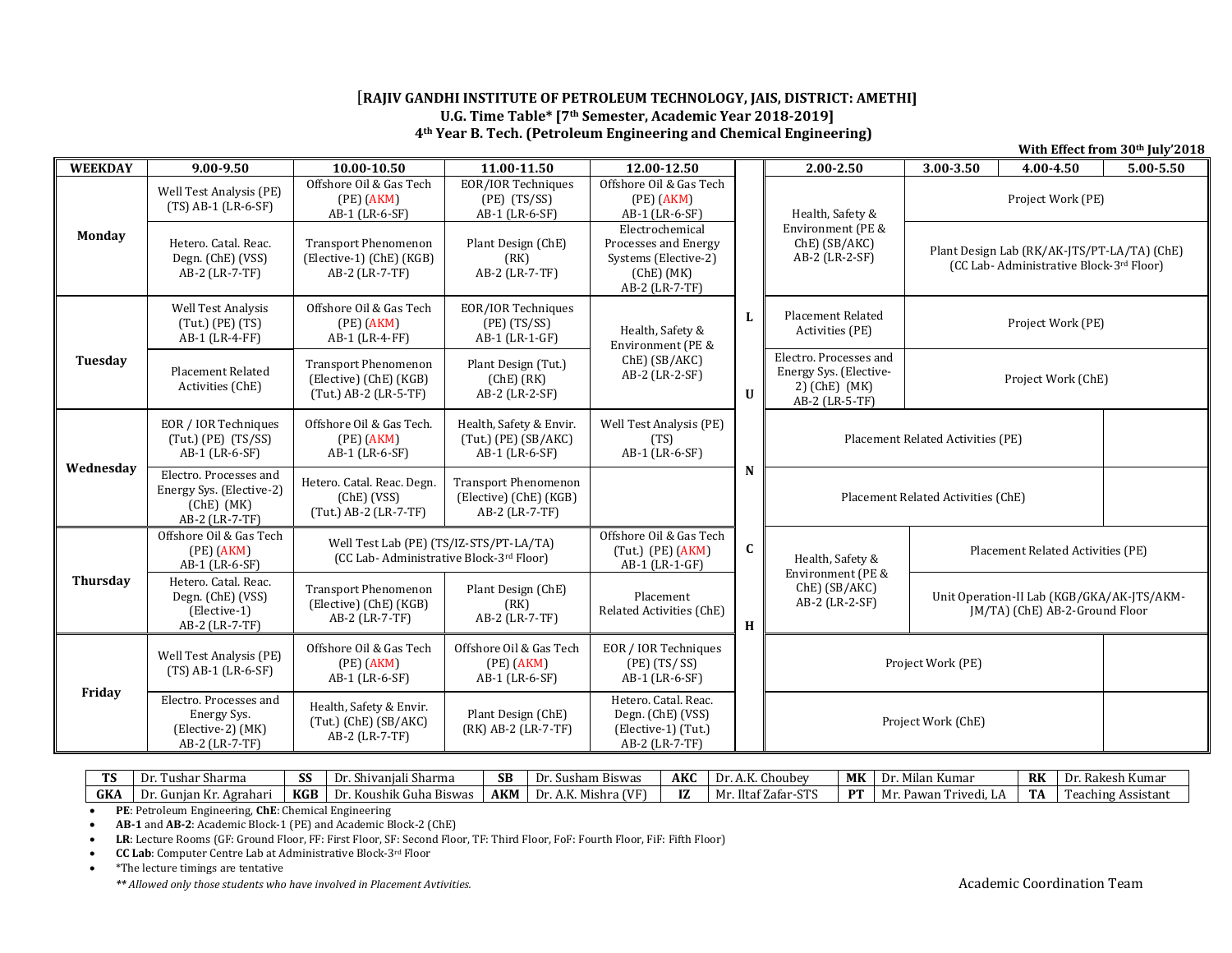[**RAJIV GANDHI INSTITUTE OF PETROLEUM TECHNOLOGY, JAIS, DISTRICT: AMETHI]**

**U.G. Time Table* [7th Semester, Academic Year 2018-2019]**

**4th Year B. Tech. (Petroleum Engineering and Chemical Engineering)**

**With Effect from 30th July'2018**

| WEEKDAY | 9.00-9.50 | 10.00-10.50 | 11.00-11.50 | 12.00-12.50 | | 2.00-2.50 | 3.00-3.50 | 4.00-4.50 | 5.00-5.50 |
|---|---|---|---|---|---|---|---|---|---|
| Monday | Well Test Analysis (PE) (TS) AB-1 (LR-6-SF) | Offshore Oil & Gas Tech (PE) (AKM) AB-1 (LR-6-SF) | EOR/IOR Techniques (PE) (TS/SS) AB-1 (LR-6-SF) | Offshore Oil & Gas Tech (PE) (AKM) AB-1 (LR-6-SF) | L | Health, Safety & Environment (PE & ChE) (SB/AKC) AB-2 (LR-2-SF) | Project Work (PE) | | |
| | Hetero. Catal. Reac. Degn. (ChE) (VSS) AB-2 (LR-7-TF) | Transport Phenomenon (Elective-1) (ChE) (KGB) AB-2 (LR-7-TF) | Plant Design (ChE) (RK) AB-2 (LR-7-TF) | Electrochemical Processes and Energy Systems (Elective-2) (ChE) (MK) AB-2 (LR-7-TF) | | | Plant Design Lab (RK/AK-JTS/PT-LA/TA) (ChE) (CC Lab- Administrative Block-3rd Floor) | | |
| Tuesday | Well Test Analysis (Tut.) (PE) (TS) AB-1 (LR-4-FF) | Offshore Oil & Gas Tech (PE) (AKM) AB-1 (LR-4-FF) | EOR/IOR Techniques (PE) (TS/SS) AB-1 (LR-1-GF) | Health, Safety & Environment (PE & ChE) (SB/AKC) AB-2 (LR-2-SF) | U | Placement Related Activities (PE) | Project Work (PE) | | |
| | Placement Related Activities (ChE) | Transport Phenomenon (Elective) (ChE) (KGB) (Tut.) AB-2 (LR-5-TF) | Plant Design (Tut.) (ChE) (RK) AB-2 (LR-2-SF) | | | Electro. Processes and Energy Sys. (Elective-2) (ChE) (MK) AB-2 (LR-5-TF) | Project Work (ChE) | | |
| Wednesday | EOR / IOR Techniques (Tut.) (PE) (TS/SS) AB-1 (LR-6-SF) | Offshore Oil & Gas Tech. (PE) (AKM) AB-1 (LR-6-SF) | Health, Safety & Envir. (Tut.) (PE) (SB/AKC) AB-1 (LR-6-SF) | Well Test Analysis (PE) (TS) AB-1 (LR-6-SF) | N | Placement Related Activities (PE) | | | |
| | Electro. Processes and Energy Sys. (Elective-2) (ChE) (MK) AB-2 (LR-7-TF) | Hetero. Catal. Reac. Degn. (ChE) (VSS) (Tut.) AB-2 (LR-7-TF) | Transport Phenomenon (Elective) (ChE) (KGB) AB-2 (LR-7-TF) | | | Placement Related Activities (ChE) | | | |
| Thursday | Offshore Oil & Gas Tech (PE) (AKM) AB-1 (LR-6-SF) | Well Test Lab (PE) (TS/IZ-STS/PT-LA/TA) (CC Lab- Administrative Block-3rd Floor) | | Offshore Oil & Gas Tech (Tut.) (PE) (AKM) AB-1 (LR-1-GF) | C | Health, Safety & Environment (PE & ChE) (SB/AKC) AB-2 (LR-2-SF) | Placement Related Activities (PE) | | |
| | Hetero. Catal. Reac. Degn. (ChE) (VSS) (Elective-1) AB-2 (LR-7-TF) | Transport Phenomenon (Elective) (ChE) (KGB) AB-2 (LR-7-TF) | Plant Design (ChE) (RK) AB-2 (LR-7-TF) | Placement Related Activities (ChE) | | | Unit Operation-II Lab (KGB/GKA/AK-JTS/AKM-JM/TA) (ChE) AB-2-Ground Floor | | |
| Friday | Well Test Analysis (PE) (TS) AB-1 (LR-6-SF) | Offshore Oil & Gas Tech (PE) (AKM) AB-1 (LR-6-SF) | Offshore Oil & Gas Tech (PE) (AKM) AB-1 (LR-6-SF) | EOR / IOR Techniques (PE) (TS/ SS) AB-1 (LR-6-SF) | H | Project Work (PE) | | | |
| | Electro. Processes and Energy Sys. (Elective-2) (MK) AB-2 (LR-7-TF) | Health, Safety & Envir. (Tut.) (ChE) (SB/AKC) AB-2 (LR-7-TF) | Plant Design (ChE) (RK) AB-2 (LR-7-TF) | Hetero. Catal. Reac. Degn. (ChE) (VSS) (Elective-1) (Tut.) AB-2 (LR-7-TF) | | Project Work (ChE) | | | |

| | | | | | | | | | | | | | |
|---|---|---|---|---|---|---|---|---|---|---|---|---|---|
| **TS** | Dr. Tushar Sharma | **SS** | Dr. Shivanjali Sharma | **SB** | Dr. Susham Biswas | **AKC** | Dr. A.K. Choubey | **MK** | Dr. Milan Kumar | **RK** | Dr. Rakesh Kumar |
| **GKA** | Dr. Gunjan Kr. Agrahari | **KGB** | Dr. Koushik Guha Biswas | **AKM** | Dr. A.K. Mishra (VF) | **IZ** | Mr. Iltaf Zafar-STS | **PT** | Mr. Pawan Trivedi, LA | **TA** | Teaching Assistant |

- **PE**: Petroleum Engineering, **ChE**: Chemical Engineering
- **AB-1** and **AB-2**: Academic Block-1 (PE) and Academic Block-2 (ChE)
- **LR**: Lecture Rooms (GF: Ground Floor, FF: First Floor, SF: Second Floor, TF: Third Floor, FoF: Fourth Floor, FiF: Fifth Floor)
- **CC Lab**: Computer Centre Lab at Administrative Block-3rd Floor
- *The lecture timings are tentative

*** Allowed only those students who have involved in Placement Avtivities.*

Academic Coordination Team